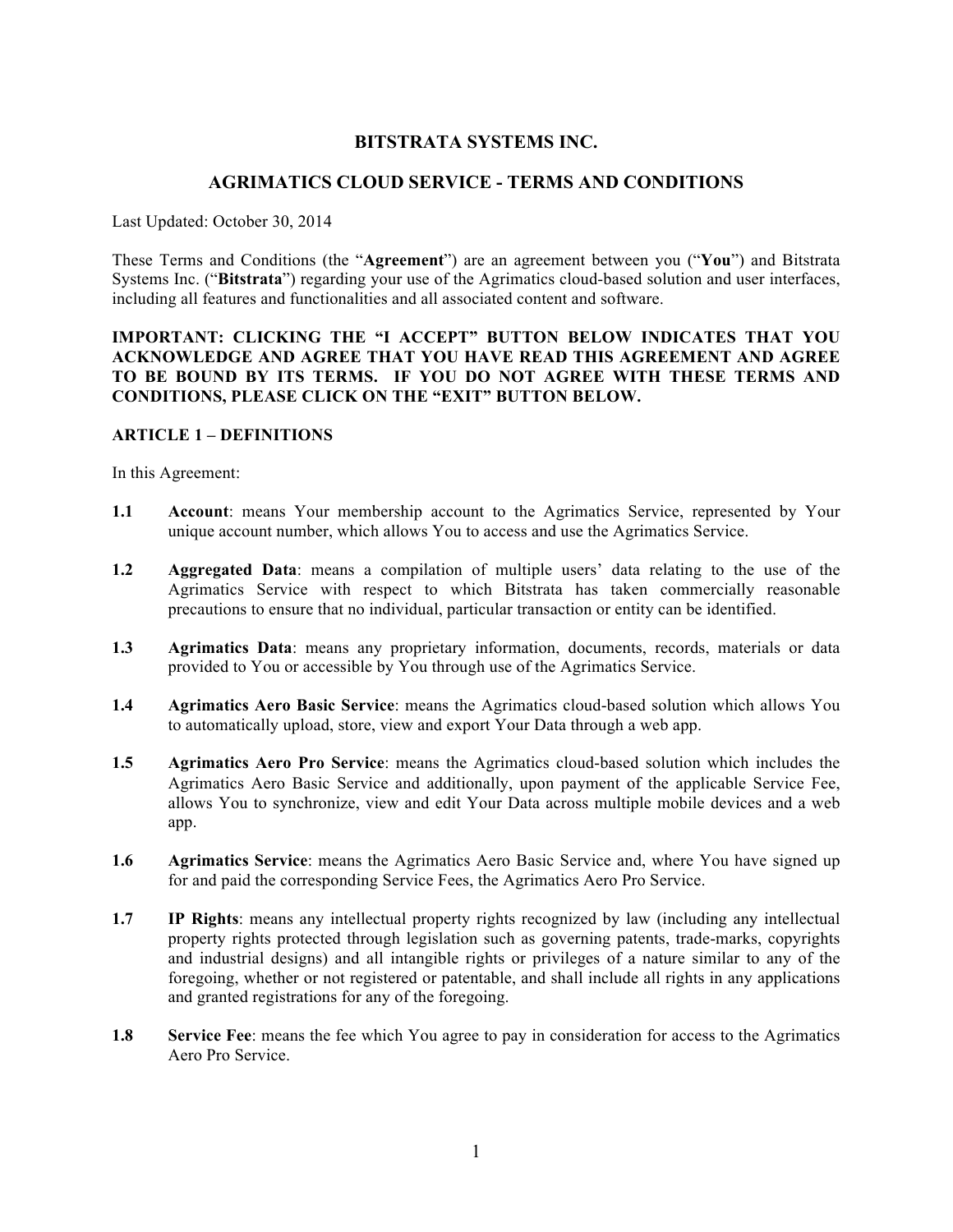# BITSTRATA SYSTEMS INC.

## AGRIMATICS CLOUD SERVICE - TERMS AND CONDITIONS

Last Updated: October 30, 2014

These Terms and Conditions (the "**Agreement**") are an agreement between you ("**You**") and Bitstrata Systems Inc. ("**Bitstrata**") regarding your use of the Agrimatics cloud-based solution and user interfaces, including all features and functionalities and all associated content and software.

**IMPORTANT: CLICKING THE "I ACCEPT" BUTTON BELOW INDICATES THAT YOU ACKNOWLEDGE AND AGREE THAT YOU HAVE READ THIS AGREEMENT AND AGREE TO BE BOUND BY ITS TERMS. IF YOU DO NOT AGREE WITH THESE TERMS AND CONDITIONS, PLEASE CLICK ON THE "EXIT" BUTTON BELOW.**

### ARTICLE 1 – DEFINITIONS

In this Agreement:

**1.1** **Account**: means Your membership account to the Agrimatics Service, represented by Your unique account number, which allows You to access and use the Agrimatics Service.

**1.2** **Aggregated Data**: means a compilation of multiple users' data relating to the use of the Agrimatics Service with respect to which Bitstrata has taken commercially reasonable precautions to ensure that no individual, particular transaction or entity can be identified.

**1.3** **Agrimatics Data**: means any proprietary information, documents, records, materials or data provided to You or accessible by You through use of the Agrimatics Service.

**1.4** **Agrimatics Aero Basic Service**: means the Agrimatics cloud-based solution which allows You to automatically upload, store, view and export Your Data through a web app.

**1.5** **Agrimatics Aero Pro Service**: means the Agrimatics cloud-based solution which includes the Agrimatics Aero Basic Service and additionally, upon payment of the applicable Service Fee, allows You to synchronize, view and edit Your Data across multiple mobile devices and a web app.

**1.6** **Agrimatics Service**: means the Agrimatics Aero Basic Service and, where You have signed up for and paid the corresponding Service Fees, the Agrimatics Aero Pro Service.

**1.7** **IP Rights**: means any intellectual property rights recognized by law (including any intellectual property rights protected through legislation such as governing patents, trade-marks, copyrights and industrial designs) and all intangible rights or privileges of a nature similar to any of the foregoing, whether or not registered or patentable, and shall include all rights in any applications and granted registrations for any of the foregoing.

**1.8** **Service Fee**: means the fee which You agree to pay in consideration for access to the Agrimatics Aero Pro Service.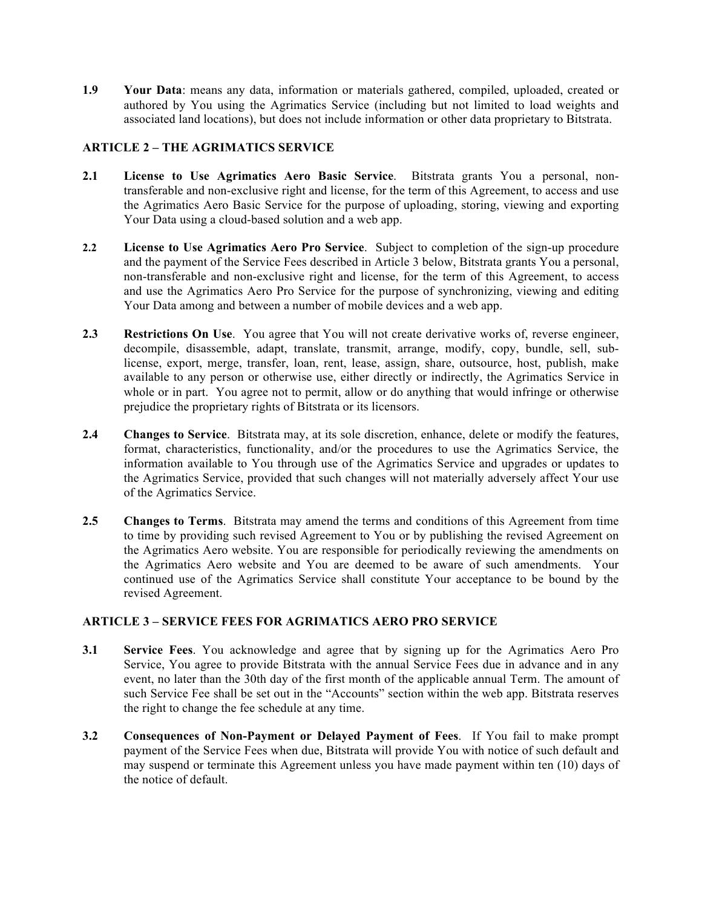**1.9 Your Data**: means any data, information or materials gathered, compiled, uploaded, created or authored by You using the Agrimatics Service (including but not limited to load weights and associated land locations), but does not include information or other data proprietary to Bitstrata.

## ARTICLE 2 – THE AGRIMATICS SERVICE

**2.1 License to Use Agrimatics Aero Basic Service**. Bitstrata grants You a personal, non-transferable and non-exclusive right and license, for the term of this Agreement, to access and use the Agrimatics Aero Basic Service for the purpose of uploading, storing, viewing and exporting Your Data using a cloud-based solution and a web app.

**2.2 License to Use Agrimatics Aero Pro Service**. Subject to completion of the sign-up procedure and the payment of the Service Fees described in Article 3 below, Bitstrata grants You a personal, non-transferable and non-exclusive right and license, for the term of this Agreement, to access and use the Agrimatics Aero Pro Service for the purpose of synchronizing, viewing and editing Your Data among and between a number of mobile devices and a web app.

**2.3 Restrictions On Use**. You agree that You will not create derivative works of, reverse engineer, decompile, disassemble, adapt, translate, transmit, arrange, modify, copy, bundle, sell, sub-license, export, merge, transfer, loan, rent, lease, assign, share, outsource, host, publish, make available to any person or otherwise use, either directly or indirectly, the Agrimatics Service in whole or in part. You agree not to permit, allow or do anything that would infringe or otherwise prejudice the proprietary rights of Bitstrata or its licensors.

**2.4 Changes to Service**. Bitstrata may, at its sole discretion, enhance, delete or modify the features, format, characteristics, functionality, and/or the procedures to use the Agrimatics Service, the information available to You through use of the Agrimatics Service and upgrades or updates to the Agrimatics Service, provided that such changes will not materially adversely affect Your use of the Agrimatics Service.

**2.5 Changes to Terms**. Bitstrata may amend the terms and conditions of this Agreement from time to time by providing such revised Agreement to You or by publishing the revised Agreement on the Agrimatics Aero website. You are responsible for periodically reviewing the amendments on the Agrimatics Aero website and You are deemed to be aware of such amendments. Your continued use of the Agrimatics Service shall constitute Your acceptance to be bound by the revised Agreement.

## ARTICLE 3 – SERVICE FEES FOR AGRIMATICS AERO PRO SERVICE

**3.1 Service Fees**. You acknowledge and agree that by signing up for the Agrimatics Aero Pro Service, You agree to provide Bitstrata with the annual Service Fees due in advance and in any event, no later than the 30th day of the first month of the applicable annual Term. The amount of such Service Fee shall be set out in the "Accounts" section within the web app. Bitstrata reserves the right to change the fee schedule at any time.

**3.2 Consequences of Non-Payment or Delayed Payment of Fees**. If You fail to make prompt payment of the Service Fees when due, Bitstrata will provide You with notice of such default and may suspend or terminate this Agreement unless you have made payment within ten (10) days of the notice of default.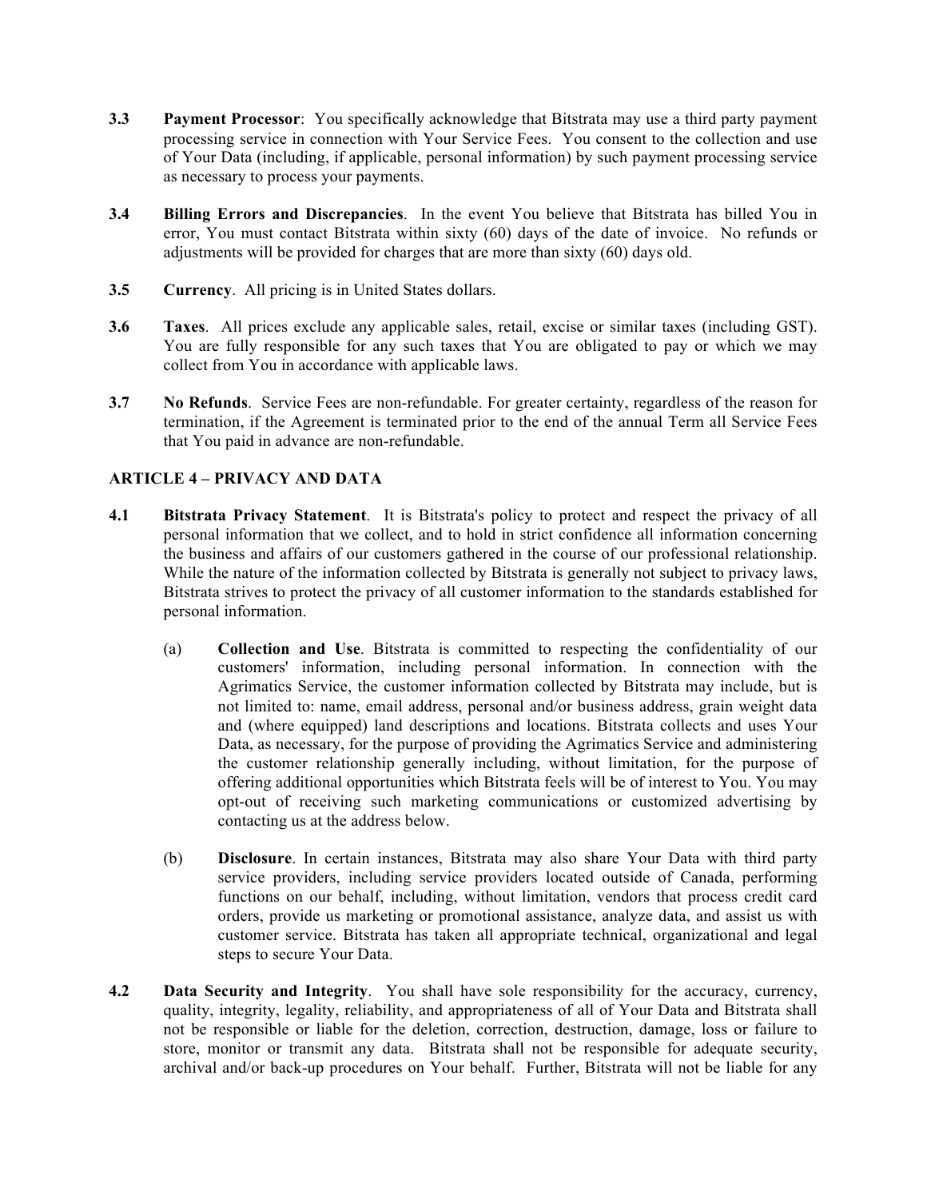**3.3 Payment Processor**: You specifically acknowledge that Bitstrata may use a third party payment processing service in connection with Your Service Fees. You consent to the collection and use of Your Data (including, if applicable, personal information) by such payment processing service as necessary to process your payments.

**3.4 Billing Errors and Discrepancies**. In the event You believe that Bitstrata has billed You in error, You must contact Bitstrata within sixty (60) days of the date of invoice. No refunds or adjustments will be provided for charges that are more than sixty (60) days old.

**3.5 Currency**. All pricing is in United States dollars.

**3.6 Taxes**. All prices exclude any applicable sales, retail, excise or similar taxes (including GST). You are fully responsible for any such taxes that You are obligated to pay or which we may collect from You in accordance with applicable laws.

**3.7 No Refunds**. Service Fees are non-refundable. For greater certainty, regardless of the reason for termination, if the Agreement is terminated prior to the end of the annual Term all Service Fees that You paid in advance are non-refundable.

## ARTICLE 4 – PRIVACY AND DATA

**4.1 Bitstrata Privacy Statement**. It is Bitstrata's policy to protect and respect the privacy of all personal information that we collect, and to hold in strict confidence all information concerning the business and affairs of our customers gathered in the course of our professional relationship. While the nature of the information collected by Bitstrata is generally not subject to privacy laws, Bitstrata strives to protect the privacy of all customer information to the standards established for personal information.

(a) **Collection and Use**. Bitstrata is committed to respecting the confidentiality of our customers' information, including personal information. In connection with the Agrimatics Service, the customer information collected by Bitstrata may include, but is not limited to: name, email address, personal and/or business address, grain weight data and (where equipped) land descriptions and locations. Bitstrata collects and uses Your Data, as necessary, for the purpose of providing the Agrimatics Service and administering the customer relationship generally including, without limitation, for the purpose of offering additional opportunities which Bitstrata feels will be of interest to You. You may opt-out of receiving such marketing communications or customized advertising by contacting us at the address below.

(b) **Disclosure**. In certain instances, Bitstrata may also share Your Data with third party service providers, including service providers located outside of Canada, performing functions on our behalf, including, without limitation, vendors that process credit card orders, provide us marketing or promotional assistance, analyze data, and assist us with customer service. Bitstrata has taken all appropriate technical, organizational and legal steps to secure Your Data.

**4.2 Data Security and Integrity**. You shall have sole responsibility for the accuracy, currency, quality, integrity, legality, reliability, and appropriateness of all of Your Data and Bitstrata shall not be responsible or liable for the deletion, correction, destruction, damage, loss or failure to store, monitor or transmit any data. Bitstrata shall not be responsible for adequate security, archival and/or back-up procedures on Your behalf. Further, Bitstrata will not be liable for any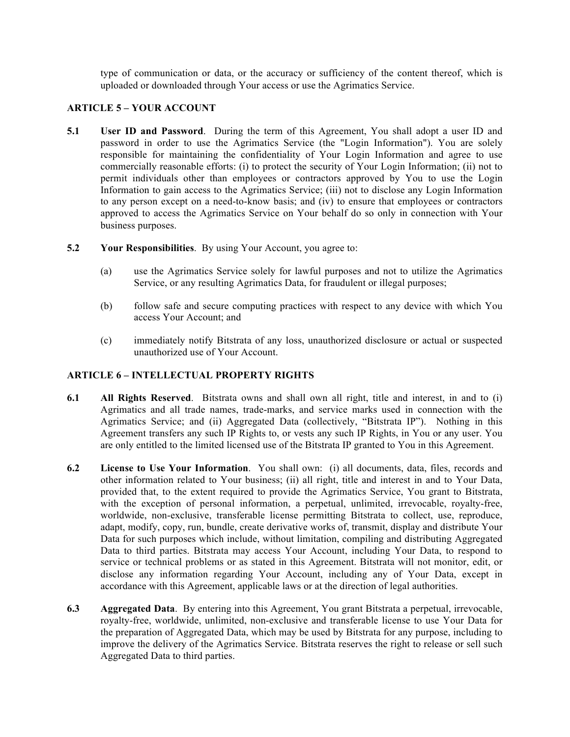type of communication or data, or the accuracy or sufficiency of the content thereof, which is uploaded or downloaded through Your access or use the Agrimatics Service.

## ARTICLE 5 – YOUR ACCOUNT

**5.1 User ID and Password**. During the term of this Agreement, You shall adopt a user ID and password in order to use the Agrimatics Service (the "Login Information"). You are solely responsible for maintaining the confidentiality of Your Login Information and agree to use commercially reasonable efforts: (i) to protect the security of Your Login Information; (ii) not to permit individuals other than employees or contractors approved by You to use the Login Information to gain access to the Agrimatics Service; (iii) not to disclose any Login Information to any person except on a need-to-know basis; and (iv) to ensure that employees or contractors approved to access the Agrimatics Service on Your behalf do so only in connection with Your business purposes.

**5.2 Your Responsibilities**. By using Your Account, you agree to:

(a) use the Agrimatics Service solely for lawful purposes and not to utilize the Agrimatics Service, or any resulting Agrimatics Data, for fraudulent or illegal purposes;

(b) follow safe and secure computing practices with respect to any device with which You access Your Account; and

(c) immediately notify Bitstrata of any loss, unauthorized disclosure or actual or suspected unauthorized use of Your Account.

## ARTICLE 6 – INTELLECTUAL PROPERTY RIGHTS

**6.1 All Rights Reserved**. Bitstrata owns and shall own all right, title and interest, in and to (i) Agrimatics and all trade names, trade-marks, and service marks used in connection with the Agrimatics Service; and (ii) Aggregated Data (collectively, "Bitstrata IP"). Nothing in this Agreement transfers any such IP Rights to, or vests any such IP Rights, in You or any user. You are only entitled to the limited licensed use of the Bitstrata IP granted to You in this Agreement.

**6.2 License to Use Your Information**. You shall own: (i) all documents, data, files, records and other information related to Your business; (ii) all right, title and interest in and to Your Data, provided that, to the extent required to provide the Agrimatics Service, You grant to Bitstrata, with the exception of personal information, a perpetual, unlimited, irrevocable, royalty-free, worldwide, non-exclusive, transferable license permitting Bitstrata to collect, use, reproduce, adapt, modify, copy, run, bundle, create derivative works of, transmit, display and distribute Your Data for such purposes which include, without limitation, compiling and distributing Aggregated Data to third parties. Bitstrata may access Your Account, including Your Data, to respond to service or technical problems or as stated in this Agreement. Bitstrata will not monitor, edit, or disclose any information regarding Your Account, including any of Your Data, except in accordance with this Agreement, applicable laws or at the direction of legal authorities.

**6.3 Aggregated Data**. By entering into this Agreement, You grant Bitstrata a perpetual, irrevocable, royalty-free, worldwide, unlimited, non-exclusive and transferable license to use Your Data for the preparation of Aggregated Data, which may be used by Bitstrata for any purpose, including to improve the delivery of the Agrimatics Service. Bitstrata reserves the right to release or sell such Aggregated Data to third parties.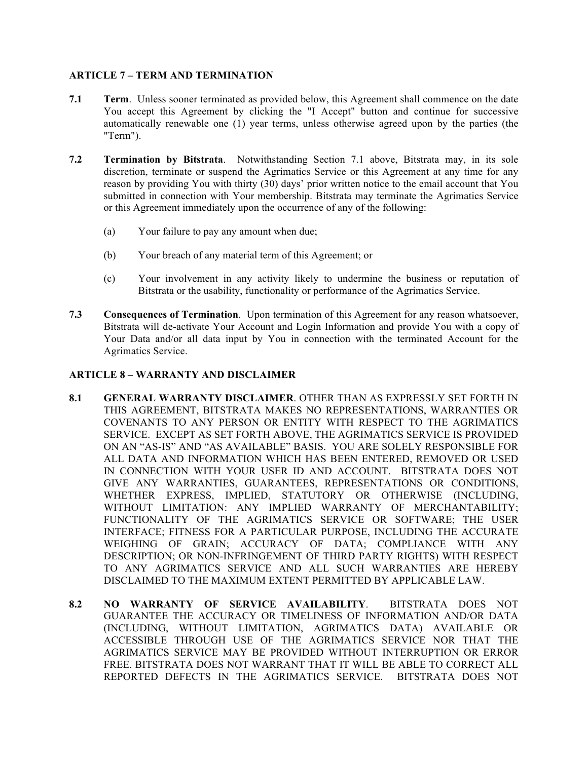## ARTICLE 7 – TERM AND TERMINATION

**7.1** **Term**. Unless sooner terminated as provided below, this Agreement shall commence on the date You accept this Agreement by clicking the "I Accept" button and continue for successive automatically renewable one (1) year terms, unless otherwise agreed upon by the parties (the "Term").

**7.2** **Termination by Bitstrata**. Notwithstanding Section 7.1 above, Bitstrata may, in its sole discretion, terminate or suspend the Agrimatics Service or this Agreement at any time for any reason by providing You with thirty (30) days' prior written notice to the email account that You submitted in connection with Your membership. Bitstrata may terminate the Agrimatics Service or this Agreement immediately upon the occurrence of any of the following:

(a) Your failure to pay any amount when due;

(b) Your breach of any material term of this Agreement; or

(c) Your involvement in any activity likely to undermine the business or reputation of Bitstrata or the usability, functionality or performance of the Agrimatics Service.

**7.3** **Consequences of Termination**. Upon termination of this Agreement for any reason whatsoever, Bitstrata will de-activate Your Account and Login Information and provide You with a copy of Your Data and/or all data input by You in connection with the terminated Account for the Agrimatics Service.

## ARTICLE 8 – WARRANTY AND DISCLAIMER

**8.1** **GENERAL WARRANTY DISCLAIMER**. OTHER THAN AS EXPRESSLY SET FORTH IN THIS AGREEMENT, BITSTRATA MAKES NO REPRESENTATIONS, WARRANTIES OR COVENANTS TO ANY PERSON OR ENTITY WITH RESPECT TO THE AGRIMATICS SERVICE. EXCEPT AS SET FORTH ABOVE, THE AGRIMATICS SERVICE IS PROVIDED ON AN "AS-IS" AND "AS AVAILABLE" BASIS. YOU ARE SOLELY RESPONSIBLE FOR ALL DATA AND INFORMATION WHICH HAS BEEN ENTERED, REMOVED OR USED IN CONNECTION WITH YOUR USER ID AND ACCOUNT. BITSTRATA DOES NOT GIVE ANY WARRANTIES, GUARANTEES, REPRESENTATIONS OR CONDITIONS, WHETHER EXPRESS, IMPLIED, STATUTORY OR OTHERWISE (INCLUDING, WITHOUT LIMITATION: ANY IMPLIED WARRANTY OF MERCHANTABILITY; FUNCTIONALITY OF THE AGRIMATICS SERVICE OR SOFTWARE; THE USER INTERFACE; FITNESS FOR A PARTICULAR PURPOSE, INCLUDING THE ACCURATE WEIGHING OF GRAIN; ACCURACY OF DATA; COMPLIANCE WITH ANY DESCRIPTION; OR NON-INFRINGEMENT OF THIRD PARTY RIGHTS) WITH RESPECT TO ANY AGRIMATICS SERVICE AND ALL SUCH WARRANTIES ARE HEREBY DISCLAIMED TO THE MAXIMUM EXTENT PERMITTED BY APPLICABLE LAW.

**8.2** **NO WARRANTY OF SERVICE AVAILABILITY**. BITSTRATA DOES NOT GUARANTEE THE ACCURACY OR TIMELINESS OF INFORMATION AND/OR DATA (INCLUDING, WITHOUT LIMITATION, AGRIMATICS DATA) AVAILABLE OR ACCESSIBLE THROUGH USE OF THE AGRIMATICS SERVICE NOR THAT THE AGRIMATICS SERVICE MAY BE PROVIDED WITHOUT INTERRUPTION OR ERROR FREE. BITSTRATA DOES NOT WARRANT THAT IT WILL BE ABLE TO CORRECT ALL REPORTED DEFECTS IN THE AGRIMATICS SERVICE. BITSTRATA DOES NOT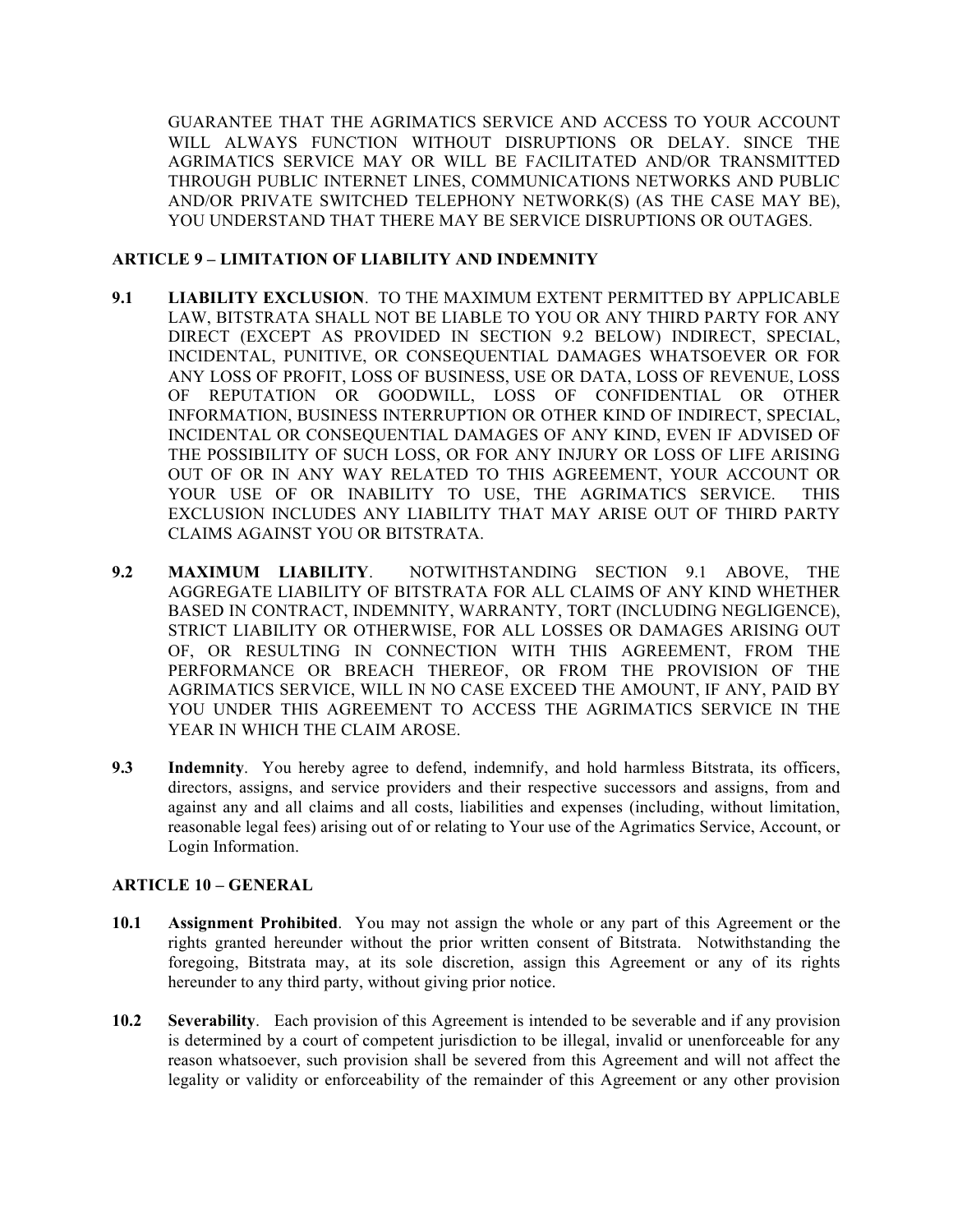GUARANTEE THAT THE AGRIMATICS SERVICE AND ACCESS TO YOUR ACCOUNT WILL ALWAYS FUNCTION WITHOUT DISRUPTIONS OR DELAY. SINCE THE AGRIMATICS SERVICE MAY OR WILL BE FACILITATED AND/OR TRANSMITTED THROUGH PUBLIC INTERNET LINES, COMMUNICATIONS NETWORKS AND PUBLIC AND/OR PRIVATE SWITCHED TELEPHONY NETWORK(S) (AS THE CASE MAY BE), YOU UNDERSTAND THAT THERE MAY BE SERVICE DISRUPTIONS OR OUTAGES.

## ARTICLE 9 – LIMITATION OF LIABILITY AND INDEMNITY

**9.1 LIABILITY EXCLUSION**. TO THE MAXIMUM EXTENT PERMITTED BY APPLICABLE LAW, BITSTRATA SHALL NOT BE LIABLE TO YOU OR ANY THIRD PARTY FOR ANY DIRECT (EXCEPT AS PROVIDED IN SECTION 9.2 BELOW) INDIRECT, SPECIAL, INCIDENTAL, PUNITIVE, OR CONSEQUENTIAL DAMAGES WHATSOEVER OR FOR ANY LOSS OF PROFIT, LOSS OF BUSINESS, USE OR DATA, LOSS OF REVENUE, LOSS OF REPUTATION OR GOODWILL, LOSS OF CONFIDENTIAL OR OTHER INFORMATION, BUSINESS INTERRUPTION OR OTHER KIND OF INDIRECT, SPECIAL, INCIDENTAL OR CONSEQUENTIAL DAMAGES OF ANY KIND, EVEN IF ADVISED OF THE POSSIBILITY OF SUCH LOSS, OR FOR ANY INJURY OR LOSS OF LIFE ARISING OUT OF OR IN ANY WAY RELATED TO THIS AGREEMENT, YOUR ACCOUNT OR YOUR USE OF OR INABILITY TO USE, THE AGRIMATICS SERVICE. THIS EXCLUSION INCLUDES ANY LIABILITY THAT MAY ARISE OUT OF THIRD PARTY CLAIMS AGAINST YOU OR BITSTRATA.

**9.2 MAXIMUM LIABILITY**. NOTWITHSTANDING SECTION 9.1 ABOVE, THE AGGREGATE LIABILITY OF BITSTRATA FOR ALL CLAIMS OF ANY KIND WHETHER BASED IN CONTRACT, INDEMNITY, WARRANTY, TORT (INCLUDING NEGLIGENCE), STRICT LIABILITY OR OTHERWISE, FOR ALL LOSSES OR DAMAGES ARISING OUT OF, OR RESULTING IN CONNECTION WITH THIS AGREEMENT, FROM THE PERFORMANCE OR BREACH THEREOF, OR FROM THE PROVISION OF THE AGRIMATICS SERVICE, WILL IN NO CASE EXCEED THE AMOUNT, IF ANY, PAID BY YOU UNDER THIS AGREEMENT TO ACCESS THE AGRIMATICS SERVICE IN THE YEAR IN WHICH THE CLAIM AROSE.

**9.3 Indemnity**. You hereby agree to defend, indemnify, and hold harmless Bitstrata, its officers, directors, assigns, and service providers and their respective successors and assigns, from and against any and all claims and all costs, liabilities and expenses (including, without limitation, reasonable legal fees) arising out of or relating to Your use of the Agrimatics Service, Account, or Login Information.

## ARTICLE 10 – GENERAL

**10.1 Assignment Prohibited**. You may not assign the whole or any part of this Agreement or the rights granted hereunder without the prior written consent of Bitstrata. Notwithstanding the foregoing, Bitstrata may, at its sole discretion, assign this Agreement or any of its rights hereunder to any third party, without giving prior notice.

**10.2 Severability**. Each provision of this Agreement is intended to be severable and if any provision is determined by a court of competent jurisdiction to be illegal, invalid or unenforceable for any reason whatsoever, such provision shall be severed from this Agreement and will not affect the legality or validity or enforceability of the remainder of this Agreement or any other provision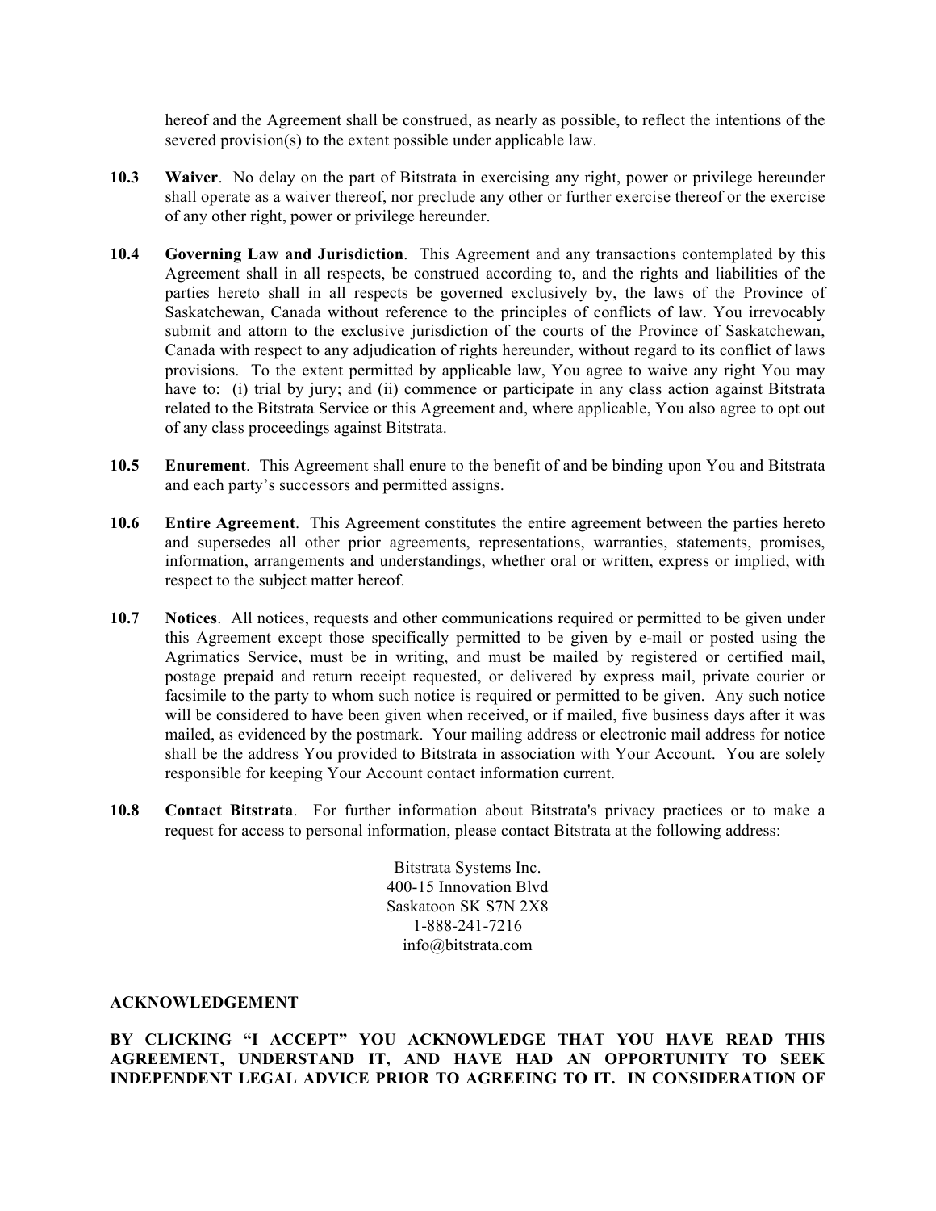hereof and the Agreement shall be construed, as nearly as possible, to reflect the intentions of the severed provision(s) to the extent possible under applicable law.

**10.3 Waiver**. No delay on the part of Bitstrata in exercising any right, power or privilege hereunder shall operate as a waiver thereof, nor preclude any other or further exercise thereof or the exercise of any other right, power or privilege hereunder.

**10.4 Governing Law and Jurisdiction**. This Agreement and any transactions contemplated by this Agreement shall in all respects, be construed according to, and the rights and liabilities of the parties hereto shall in all respects be governed exclusively by, the laws of the Province of Saskatchewan, Canada without reference to the principles of conflicts of law. You irrevocably submit and attorn to the exclusive jurisdiction of the courts of the Province of Saskatchewan, Canada with respect to any adjudication of rights hereunder, without regard to its conflict of laws provisions. To the extent permitted by applicable law, You agree to waive any right You may have to: (i) trial by jury; and (ii) commence or participate in any class action against Bitstrata related to the Bitstrata Service or this Agreement and, where applicable, You also agree to opt out of any class proceedings against Bitstrata.

**10.5 Enurement**. This Agreement shall enure to the benefit of and be binding upon You and Bitstrata and each party's successors and permitted assigns.

**10.6 Entire Agreement**. This Agreement constitutes the entire agreement between the parties hereto and supersedes all other prior agreements, representations, warranties, statements, promises, information, arrangements and understandings, whether oral or written, express or implied, with respect to the subject matter hereof.

**10.7 Notices**. All notices, requests and other communications required or permitted to be given under this Agreement except those specifically permitted to be given by e-mail or posted using the Agrimatics Service, must be in writing, and must be mailed by registered or certified mail, postage prepaid and return receipt requested, or delivered by express mail, private courier or facsimile to the party to whom such notice is required or permitted to be given. Any such notice will be considered to have been given when received, or if mailed, five business days after it was mailed, as evidenced by the postmark. Your mailing address or electronic mail address for notice shall be the address You provided to Bitstrata in association with Your Account. You are solely responsible for keeping Your Account contact information current.

**10.8 Contact Bitstrata**. For further information about Bitstrata's privacy practices or to make a request for access to personal information, please contact Bitstrata at the following address:

Bitstrata Systems Inc.
400-15 Innovation Blvd
Saskatoon SK S7N 2X8
1-888-241-7216
info@bitstrata.com

**ACKNOWLEDGEMENT**

**BY CLICKING "I ACCEPT" YOU ACKNOWLEDGE THAT YOU HAVE READ THIS AGREEMENT, UNDERSTAND IT, AND HAVE HAD AN OPPORTUNITY TO SEEK INDEPENDENT LEGAL ADVICE PRIOR TO AGREEING TO IT. IN CONSIDERATION OF**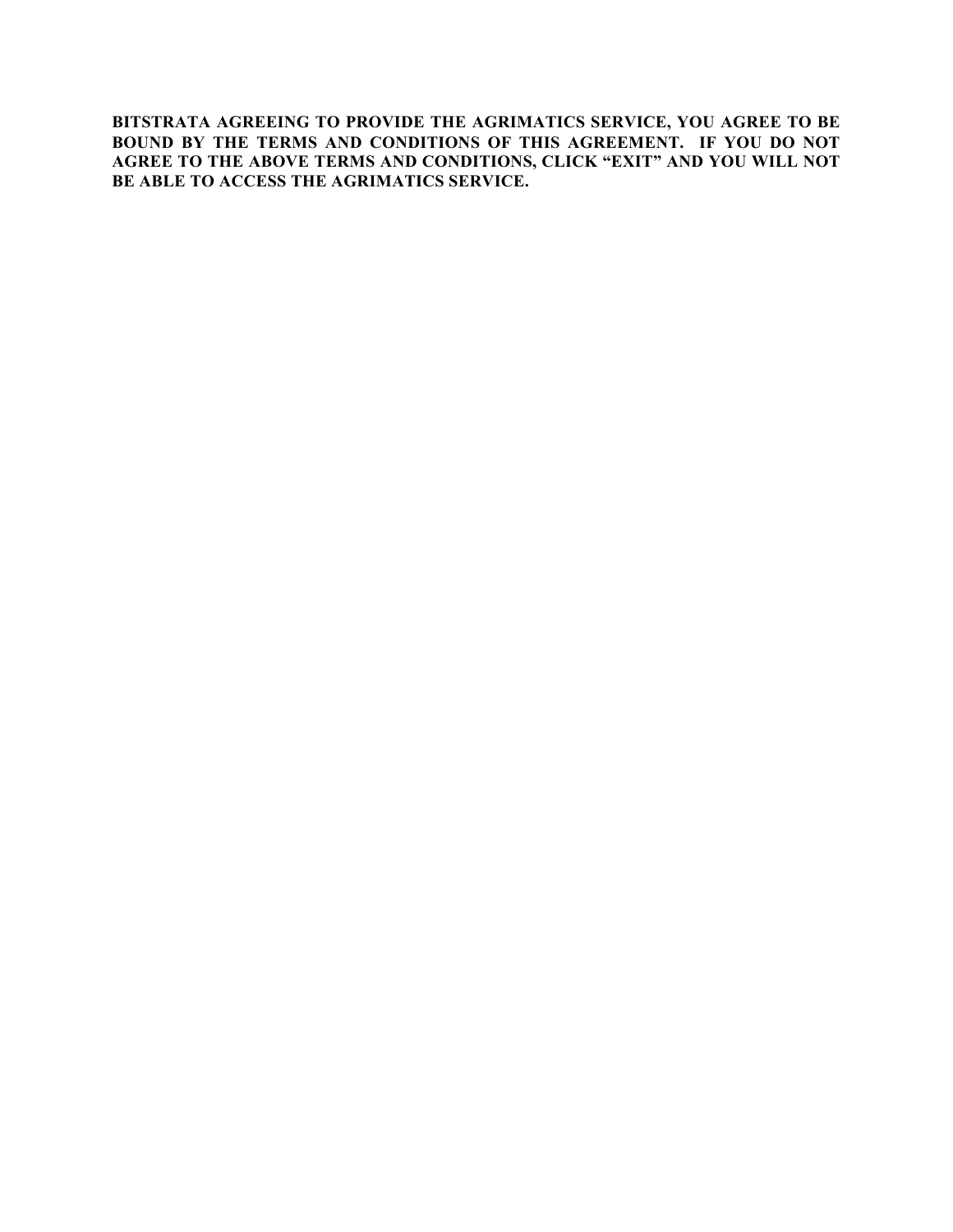**BITSTRATA AGREEING TO PROVIDE THE AGRIMATICS SERVICE, YOU AGREE TO BE BOUND BY THE TERMS AND CONDITIONS OF THIS AGREEMENT. IF YOU DO NOT AGREE TO THE ABOVE TERMS AND CONDITIONS, CLICK "EXIT" AND YOU WILL NOT BE ABLE TO ACCESS THE AGRIMATICS SERVICE.**